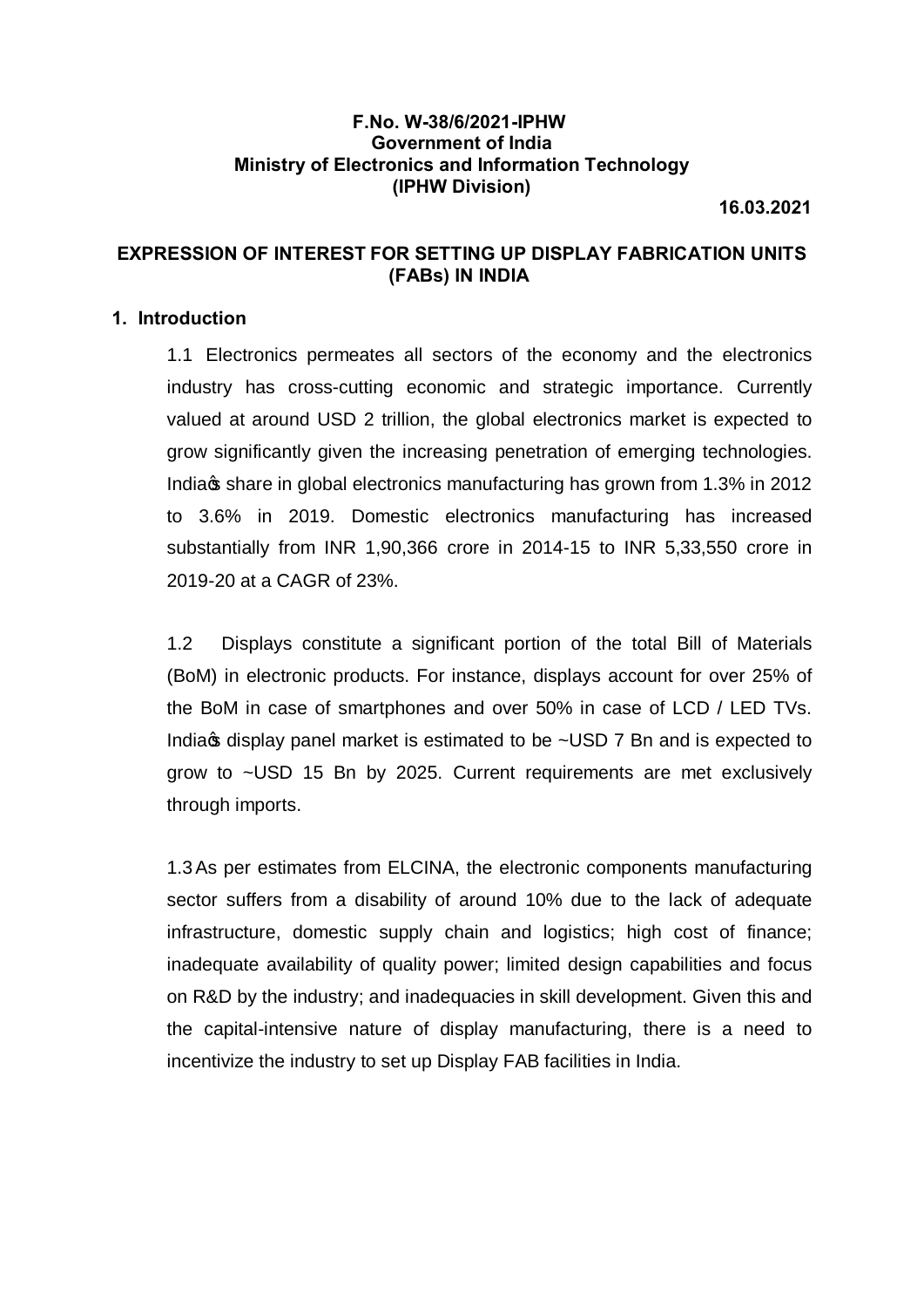**F.No. W-38/6/2021-IPHW**
**Government of India**
**Ministry of Electronics and Information Technology**
**(IPHW Division)**

**16.03.2021**

## EXPRESSION OF INTEREST FOR SETTING UP DISPLAY FABRICATION UNITS (FABs) IN INDIA

### 1. Introduction

1.1 Electronics permeates all sectors of the economy and the electronics industry has cross-cutting economic and strategic importance. Currently valued at around USD 2 trillion, the global electronics market is expected to grow significantly given the increasing penetration of emerging technologies. India's share in global electronics manufacturing has grown from 1.3% in 2012 to 3.6% in 2019. Domestic electronics manufacturing has increased substantially from INR 1,90,366 crore in 2014-15 to INR 5,33,550 crore in 2019-20 at a CAGR of 23%.

1.2 Displays constitute a significant portion of the total Bill of Materials (BoM) in electronic products. For instance, displays account for over 25% of the BoM in case of smartphones and over 50% in case of LCD / LED TVs. India's display panel market is estimated to be ~USD 7 Bn and is expected to grow to ~USD 15 Bn by 2025. Current requirements are met exclusively through imports.

1.3 As per estimates from ELCINA, the electronic components manufacturing sector suffers from a disability of around 10% due to the lack of adequate infrastructure, domestic supply chain and logistics; high cost of finance; inadequate availability of quality power; limited design capabilities and focus on R&D by the industry; and inadequacies in skill development. Given this and the capital-intensive nature of display manufacturing, there is a need to incentivize the industry to set up Display FAB facilities in India.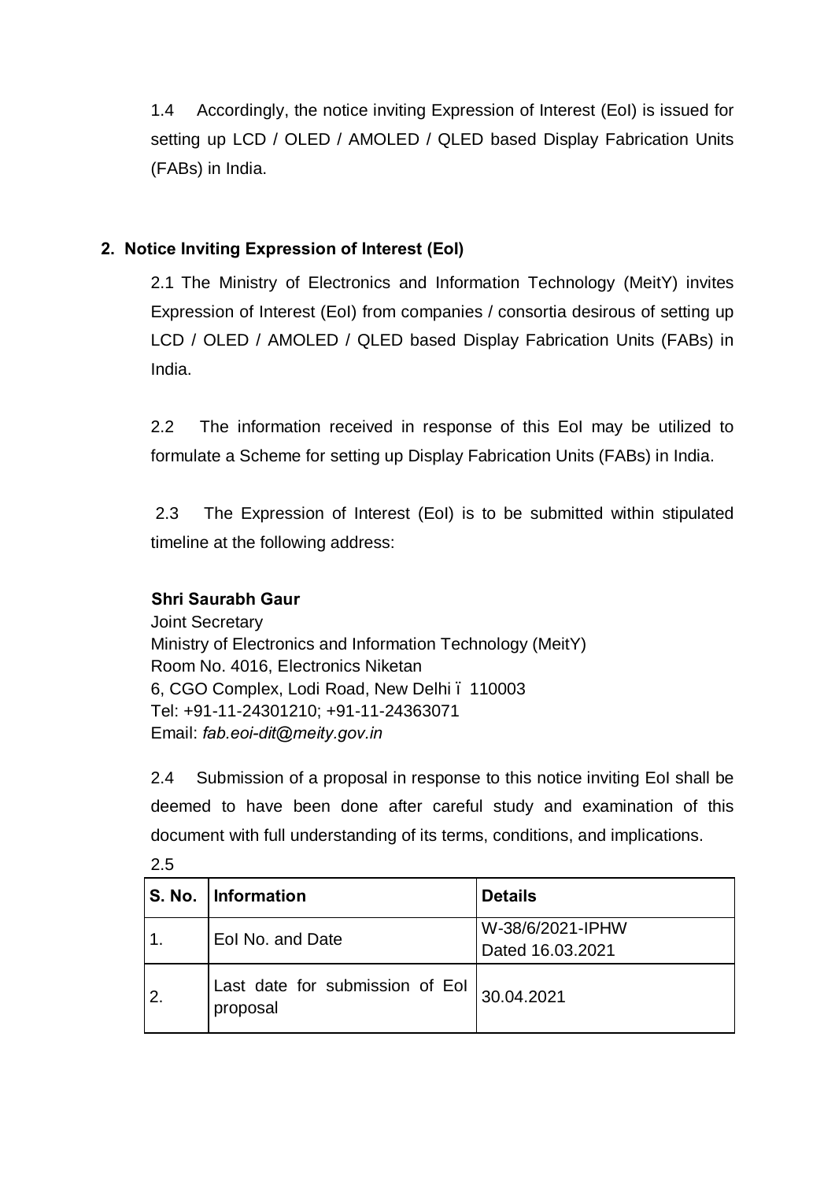1.4 Accordingly, the notice inviting Expression of Interest (EoI) is issued for setting up LCD / OLED / AMOLED / QLED based Display Fabrication Units (FABs) in India.

## 2. Notice Inviting Expression of Interest (EoI)

2.1 The Ministry of Electronics and Information Technology (MeitY) invites Expression of Interest (EoI) from companies / consortia desirous of setting up LCD / OLED / AMOLED / QLED based Display Fabrication Units (FABs) in India.

2.2 The information received in response of this EoI may be utilized to formulate a Scheme for setting up Display Fabrication Units (FABs) in India.

2.3 The Expression of Interest (EoI) is to be submitted within stipulated timeline at the following address:

**Shri Saurabh Gaur**
Joint Secretary
Ministry of Electronics and Information Technology (MeitY)
Room No. 4016, Electronics Niketan
6, CGO Complex, Lodi Road, New Delhi – 110003
Tel: +91-11-24301210; +91-11-24363071
Email: *fab.eoi-dit@meity.gov.in*

2.4 Submission of a proposal in response to this notice inviting EoI shall be deemed to have been done after careful study and examination of this document with full understanding of its terms, conditions, and implications.

2.5

| S. No. | Information | Details |
|---|---|---|
| 1. | EoI No. and Date | W-38/6/2021-IPHW Dated 16.03.2021 |
| 2. | Last date for submission of EoI proposal | 30.04.2021 |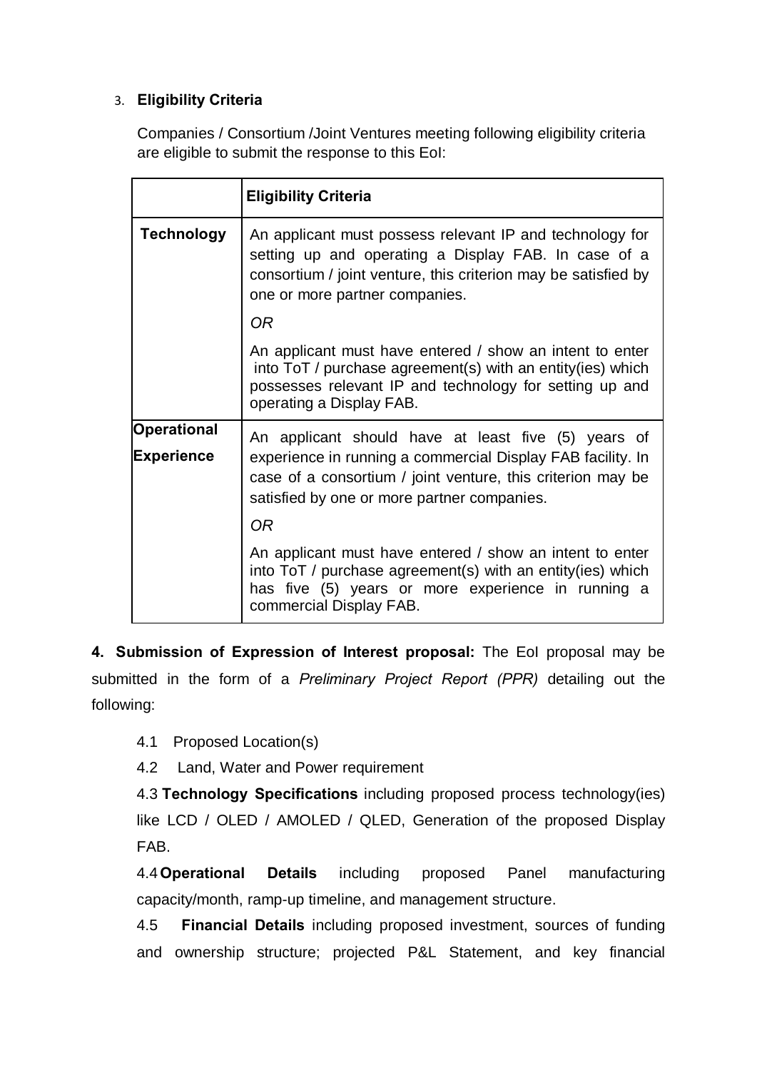3. **Eligibility Criteria**

Companies / Consortium /Joint Ventures meeting following eligibility criteria are eligible to submit the response to this EoI:

| | **Eligibility Criteria** |
|---|---|
| **Technology** | An applicant must possess relevant IP and technology for setting up and operating a Display FAB. In case of a consortium / joint venture, this criterion may be satisfied by one or more partner companies.<br><br>*OR*<br><br>An applicant must have entered / show an intent to enter into ToT / purchase agreement(s) with an entity(ies) which possesses relevant IP and technology for setting up and operating a Display FAB. |
| **Operational Experience** | An applicant should have at least five (5) years of experience in running a commercial Display FAB facility. In case of a consortium / joint venture, this criterion may be satisfied by one or more partner companies.<br><br>*OR*<br><br>An applicant must have entered / show an intent to enter into ToT / purchase agreement(s) with an entity(ies) which has five (5) years or more experience in running a commercial Display FAB. |

**4. Submission of Expression of Interest proposal:** The EoI proposal may be submitted in the form of a *Preliminary Project Report (PPR)* detailing out the following:

4.1 Proposed Location(s)

4.2 Land, Water and Power requirement

4.3 **Technology Specifications** including proposed process technology(ies) like LCD / OLED / AMOLED / QLED, Generation of the proposed Display FAB.

4.4 **Operational Details** including proposed Panel manufacturing capacity/month, ramp-up timeline, and management structure.

4.5 **Financial Details** including proposed investment, sources of funding and ownership structure; projected P&L Statement, and key financial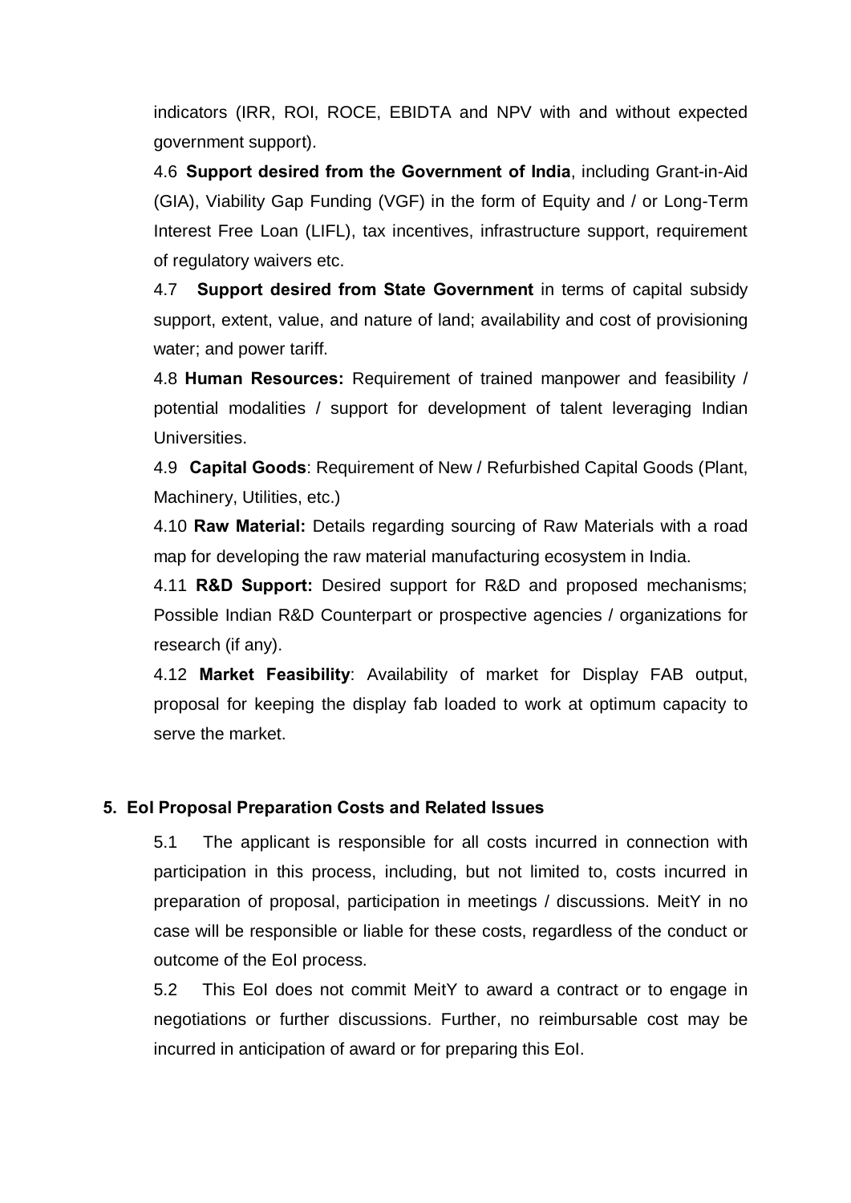indicators (IRR, ROI, ROCE, EBIDTA and NPV with and without expected government support).

4.6 **Support desired from the Government of India**, including Grant-in-Aid (GIA), Viability Gap Funding (VGF) in the form of Equity and / or Long-Term Interest Free Loan (LIFL), tax incentives, infrastructure support, requirement of regulatory waivers etc.

4.7 **Support desired from State Government** in terms of capital subsidy support, extent, value, and nature of land; availability and cost of provisioning water; and power tariff.

4.8 **Human Resources:** Requirement of trained manpower and feasibility / potential modalities / support for development of talent leveraging Indian Universities.

4.9 **Capital Goods**: Requirement of New / Refurbished Capital Goods (Plant, Machinery, Utilities, etc.)

4.10 **Raw Material:** Details regarding sourcing of Raw Materials with a road map for developing the raw material manufacturing ecosystem in India.

4.11 **R&D Support:** Desired support for R&D and proposed mechanisms; Possible Indian R&D Counterpart or prospective agencies / organizations for research (if any).

4.12 **Market Feasibility**: Availability of market for Display FAB output, proposal for keeping the display fab loaded to work at optimum capacity to serve the market.

## 5. EoI Proposal Preparation Costs and Related Issues

5.1 The applicant is responsible for all costs incurred in connection with participation in this process, including, but not limited to, costs incurred in preparation of proposal, participation in meetings / discussions. MeitY in no case will be responsible or liable for these costs, regardless of the conduct or outcome of the EoI process.

5.2 This EoI does not commit MeitY to award a contract or to engage in negotiations or further discussions. Further, no reimbursable cost may be incurred in anticipation of award or for preparing this EoI.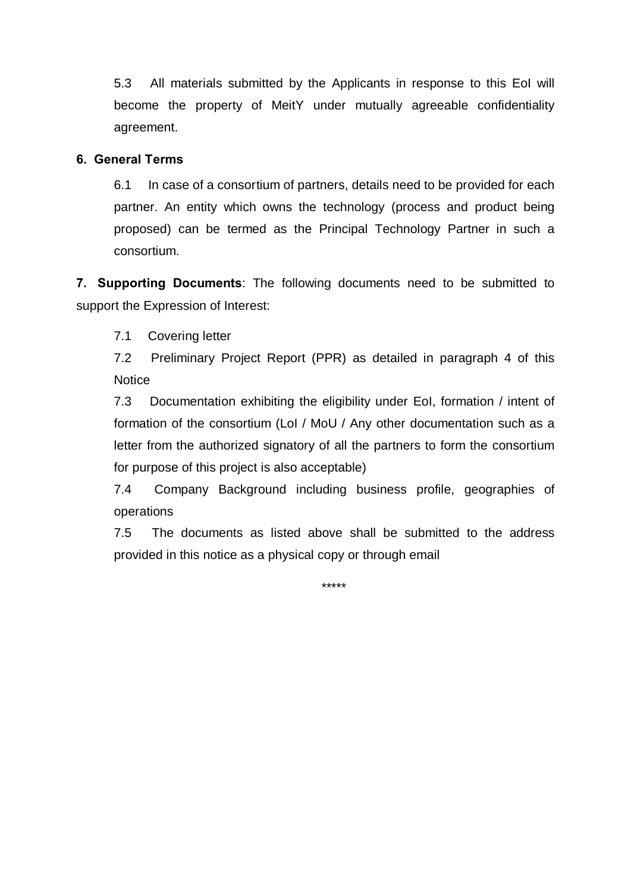5.3 All materials submitted by the Applicants in response to this EoI will become the property of MeitY under mutually agreeable confidentiality agreement.

## 6. General Terms

6.1 In case of a consortium of partners, details need to be provided for each partner. An entity which owns the technology (process and product being proposed) can be termed as the Principal Technology Partner in such a consortium.

**7. Supporting Documents**: The following documents need to be submitted to support the Expression of Interest:

7.1 Covering letter

7.2 Preliminary Project Report (PPR) as detailed in paragraph 4 of this Notice

7.3 Documentation exhibiting the eligibility under EoI, formation / intent of formation of the consortium (LoI / MoU / Any other documentation such as a letter from the authorized signatory of all the partners to form the consortium for purpose of this project is also acceptable)

7.4 Company Background including business profile, geographies of operations

7.5 The documents as listed above shall be submitted to the address provided in this notice as a physical copy or through email

*****